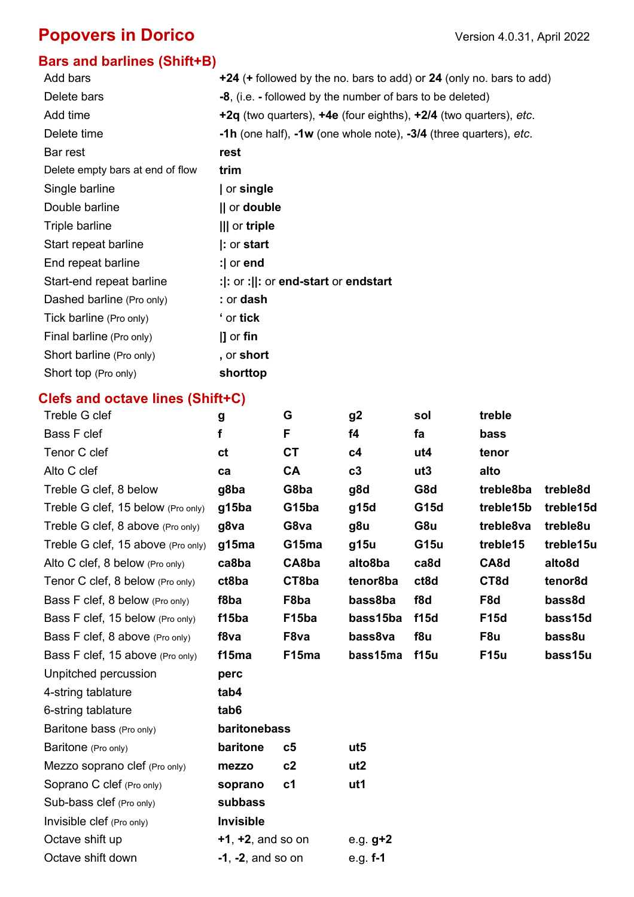# Popovers in Dorico

Version 4.0.31, April 2022

## Bars and barlines (Shift+B)

- Add bars — **+24** (**+** followed by the no. bars to add) or **24** (only no. bars to add)
- Delete bars — **-8**, (i.e. **-** followed by the number of bars to be deleted)
- Add time — **+2q** (two quarters), **+4e** (four eighths), **+2/4** (two quarters), *etc.*
- Delete time — **-1h** (one half), **-1w** (one whole note), **-3/4** (three quarters), *etc.*
- Bar rest — **rest**
- Delete empty bars at end of flow — **trim**
- Single barline — **|** or **single**
- Double barline — **||** or **double**
- Triple barline — **|||** or **triple**
- Start repeat barline — **|:** or **start**
- End repeat barline — **:|** or **end**
- Start-end repeat barline — **:|:** or **:||:** or **end-start** or **endstart**
- Dashed barline (Pro only) — **:** or **dash**
- Tick barline (Pro only) — **‘** or **tick**
- Final barline (Pro only) — **|]** or **fin**
- Short barline (Pro only) — **,** or **short**
- Short top (Pro only) — **shorttop**

## Clefs and octave lines (Shift+C)

| | | | | | | |
|---|---|---|---|---|---|---|
| Treble G clef | **g** | **G** | **g2** | **sol** | **treble** | |
| Bass F clef | **f** | **F** | **f4** | **fa** | **bass** | |
| Tenor C clef | **ct** | **CT** | **c4** | **ut4** | **tenor** | |
| Alto C clef | **ca** | **CA** | **c3** | **ut3** | **alto** | |
| Treble G clef, 8 below | **g8ba** | **G8ba** | **g8d** | **G8d** | **treble8ba** | **treble8d** |
| Treble G clef, 15 below (Pro only) | **g15ba** | **G15ba** | **g15d** | **G15d** | **treble15b** | **treble15d** |
| Treble G clef, 8 above (Pro only) | **g8va** | **G8va** | **g8u** | **G8u** | **treble8va** | **treble8u** |
| Treble G clef, 15 above (Pro only) | **g15ma** | **G15ma** | **g15u** | **G15u** | **treble15** | **treble15u** |
| Alto C clef, 8 below (Pro only) | **ca8ba** | **CA8ba** | **alto8ba** | **ca8d** | **CA8d** | **alto8d** |
| Tenor C clef, 8 below (Pro only) | **ct8ba** | **CT8ba** | **tenor8ba** | **ct8d** | **CT8d** | **tenor8d** |
| Bass F clef, 8 below (Pro only) | **f8ba** | **F8ba** | **bass8ba** | **f8d** | **F8d** | **bass8d** |
| Bass F clef, 15 below (Pro only) | **f15ba** | **F15ba** | **bass15ba** | **f15d** | **F15d** | **bass15d** |
| Bass F clef, 8 above (Pro only) | **f8va** | **F8va** | **bass8va** | **f8u** | **F8u** | **bass8u** |
| Bass F clef, 15 above (Pro only) | **f15ma** | **F15ma** | **bass15ma** | **f15u** | **F15u** | **bass15u** |
| Unpitched percussion | **perc** | | | | | |
| 4-string tablature | **tab4** | | | | | |
| 6-string tablature | **tab6** | | | | | |
| Baritone bass (Pro only) | **baritonebass** | | | | | |
| Baritone (Pro only) | **baritone** | **c5** | **ut5** | | | |
| Mezzo soprano clef (Pro only) | **mezzo** | **c2** | **ut2** | | | |
| Soprano C clef (Pro only) | **soprano** | **c1** | **ut1** | | | |
| Sub-bass clef (Pro only) | **subbass** | | | | | |
| Invisible clef (Pro only) | **Invisible** | | | | | |
| Octave shift up | **+1**, **+2**, and so on | | e.g. **g+2** | | | |
| Octave shift down | **-1**, **-2**, and so on | | e.g. **f-1** | | | |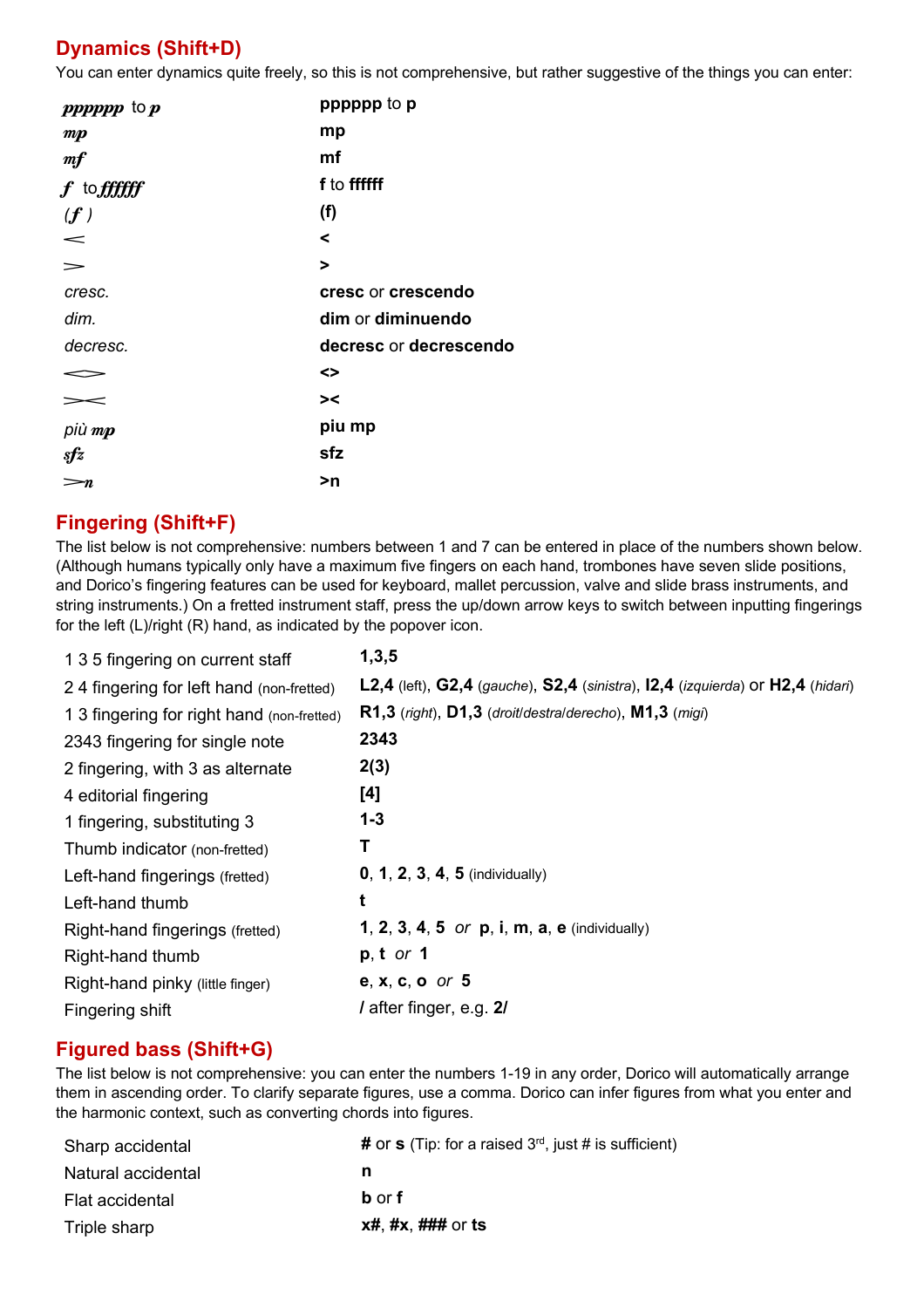## Dynamics (Shift+D)

You can enter dynamics quite freely, so this is not comprehensive, but rather suggestive of the things you can enter:

| | |
|---|---|
| ***pppppp*** to ***p*** | **pppppp** to **p** |
| ***mp*** | **mp** |
| ***mf*** | **mf** |
| ***f*** to ***ffffff*** | **f** to **ffffff** |
| (***f***) | **(f)** |
| < | **<** |
| > | **>** |
| *cresc.* | **cresc** or **crescendo** |
| *dim.* | **dim** or **diminuendo** |
| *decresc.* | **decresc** or **decrescendo** |
| <> | **<>** |
| >< | **><** |
| *più* ***mp*** | **piu mp** |
| ***sfz*** | **sfz** |
| >***n*** | **>n** |

## Fingering (Shift+F)

The list below is not comprehensive: numbers between 1 and 7 can be entered in place of the numbers shown below. (Although humans typically only have a maximum five fingers on each hand, trombones have seven slide positions, and Dorico's fingering features can be used for keyboard, mallet percussion, valve and slide brass instruments, and string instruments.) On a fretted instrument staff, press the up/down arrow keys to switch between inputting fingerings for the left (L)/right (R) hand, as indicated by the popover icon.

| | |
|---|---|
| 1 3 5 fingering on current staff | **1,3,5** |
| 2 4 fingering for left hand (non-fretted) | **L2,4** (left), **G2,4** (*gauche*), **S2,4** (*sinistra*), **I2,4** (*izquierda*) or **H2,4** (*hidari*) |
| 1 3 fingering for right hand (non-fretted) | **R1,3** (*right*), **D1,3** (*droit*/*destra*/*derecho*), **M1,3** (*migi*) |
| 2343 fingering for single note | **2343** |
| 2 fingering, with 3 as alternate | **2(3)** |
| 4 editorial fingering | **[4]** |
| 1 fingering, substituting 3 | **1-3** |
| Thumb indicator (non-fretted) | **T** |
| Left-hand fingerings (fretted) | **0**, **1**, **2**, **3**, **4**, **5** (individually) |
| Left-hand thumb | **t** |
| Right-hand fingerings (fretted) | **1**, **2**, **3**, **4**, **5** *or* **p**, **i**, **m**, **a**, **e** (individually) |
| Right-hand thumb | **p**, **t** *or* **1** |
| Right-hand pinky (little finger) | **e**, **x**, **c**, **o** *or* **5** |
| Fingering shift | **/** after finger, e.g. **2/** |

## Figured bass (Shift+G)

The list below is not comprehensive: you can enter the numbers 1-19 in any order, Dorico will automatically arrange them in ascending order. To clarify separate figures, use a comma. Dorico can infer figures from what you enter and the harmonic context, such as converting chords into figures.

| | |
|---|---|
| Sharp accidental | **#** or **s** (Tip: for a raised 3rd, just # is sufficient) |
| Natural accidental | **n** |
| Flat accidental | **b** or **f** |
| Triple sharp | **x#**, **#x**, **###** or **ts** |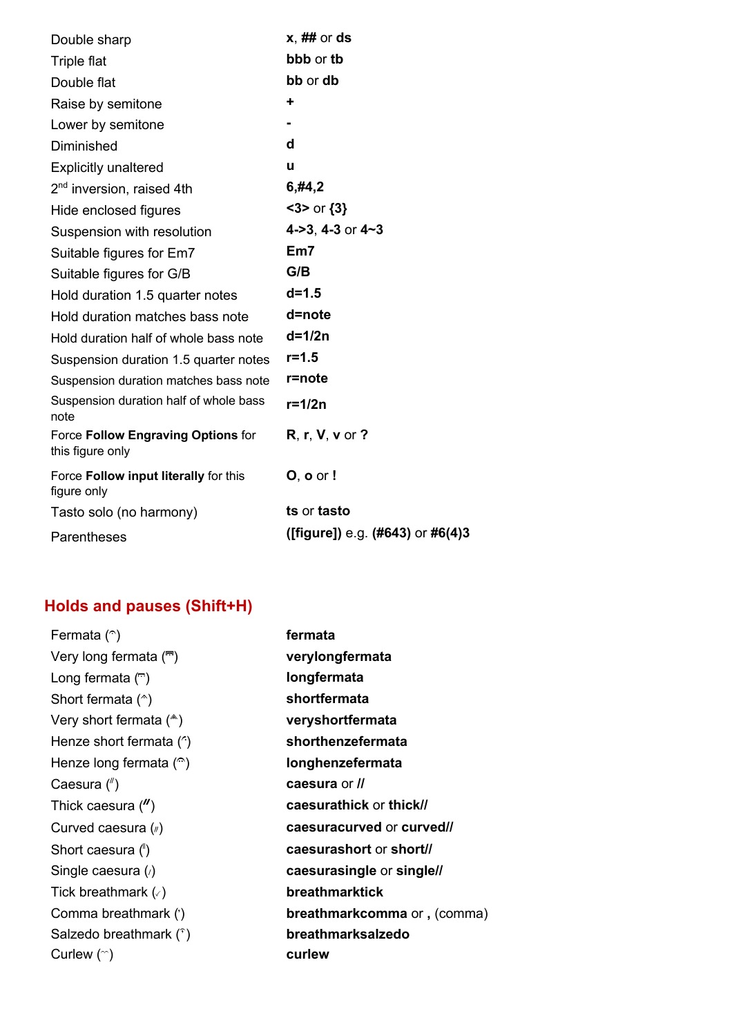| | |
|---|---|
| Double sharp | **x**, **##** or **ds** |
| Triple flat | **bbb** or **tb** |
| Double flat | **bb** or **db** |
| Raise by semitone | **+** |
| Lower by semitone | **-** |
| Diminished | **d** |
| Explicitly unaltered | **u** |
| 2nd inversion, raised 4th | **6,#4,2** |
| Hide enclosed figures | **<3>** or **{3}** |
| Suspension with resolution | **4->3**, **4-3** or **4~3** |
| Suitable figures for Em7 | **Em7** |
| Suitable figures for G/B | **G/B** |
| Hold duration 1.5 quarter notes | **d=1.5** |
| Hold duration matches bass note | **d=note** |
| Hold duration half of whole bass note | **d=1/2n** |
| Suspension duration 1.5 quarter notes | **r=1.5** |
| Suspension duration matches bass note | **r=note** |
| Suspension duration half of whole bass note | **r=1/2n** |
| Force **Follow Engraving Options** for this figure only | **R**, **r**, **V**, **v** or **?** |
| Force **Follow input literally** for this figure only | **O**, **o** or **!** |
| Tasto solo (no harmony) | **ts** or **tasto** |
| Parentheses | **([figure])** e.g. **(#643)** or **#6(4)3** |

## Holds and pauses (Shift+H)

| | |
|---|---|
| Fermata (𝄐) | **fermata** |
| Very long fermata | **verylongfermata** |
| Long fermata | **longfermata** |
| Short fermata | **shortfermata** |
| Very short fermata | **veryshortfermata** |
| Henze short fermata | **shorthenzefermata** |
| Henze long fermata | **longhenzefermata** |
| Caesura (//) | **caesura** or **//** |
| Thick caesura | **caesurathick** or **thick//** |
| Curved caesura | **caesuracurved** or **curved//** |
| Short caesura | **caesurashort** or **short//** |
| Single caesura (/) | **caesurasingle** or **single//** |
| Tick breathmark (✓) | **breathmarktick** |
| Comma breathmark (') | **breathmarkcomma** or **,** (comma) |
| Salzedo breathmark | **breathmarksalzedo** |
| Curlew | **curlew** |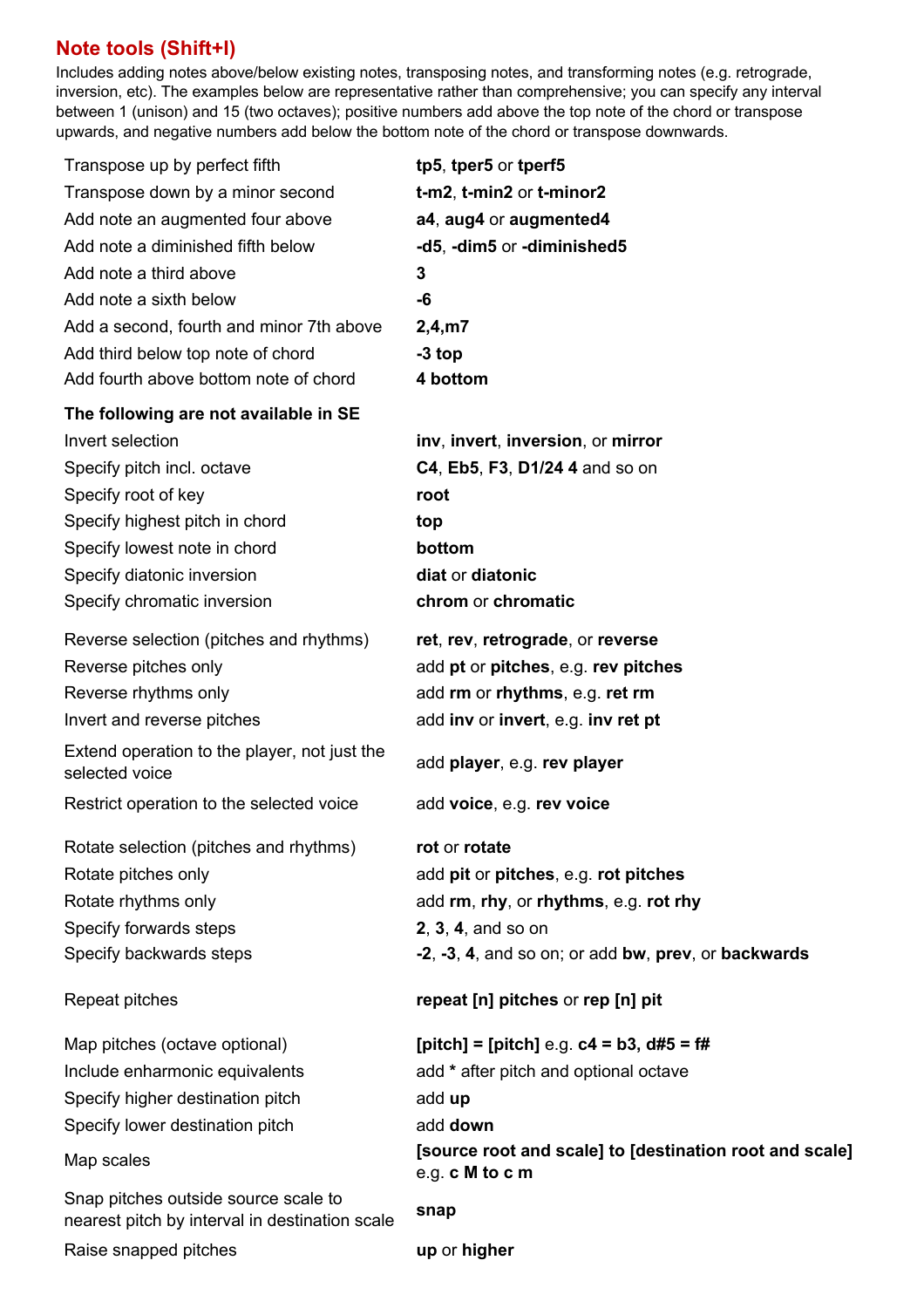## Note tools (Shift+I)

Includes adding notes above/below existing notes, transposing notes, and transforming notes (e.g. retrograde, inversion, etc). The examples below are representative rather than comprehensive; you can specify any interval between 1 (unison) and 15 (two octaves); positive numbers add above the top note of the chord or transpose upwards, and negative numbers add below the bottom note of the chord or transpose downwards.

| | |
|---|---|
| Transpose up by perfect fifth | **tp5**, **tper5** or **tperf5** |
| Transpose down by a minor second | **t-m2**, **t-min2** or **t-minor2** |
| Add note an augmented four above | **a4**, **aug4** or **augmented4** |
| Add note a diminished fifth below | **-d5**, **-dim5** or **-diminished5** |
| Add note a third above | **3** |
| Add note a sixth below | **-6** |
| Add a second, fourth and minor 7th above | **2,4,m7** |
| Add third below top note of chord | **-3 top** |
| Add fourth above bottom note of chord | **4 bottom** |
| **The following are not available in SE** | |
| Invert selection | **inv**, **invert**, **inversion**, or **mirror** |
| Specify pitch incl. octave | **C4**, **Eb5**, **F3**, **D1/24 4** and so on |
| Specify root of key | **root** |
| Specify highest pitch in chord | **top** |
| Specify lowest note in chord | **bottom** |
| Specify diatonic inversion | **diat** or **diatonic** |
| Specify chromatic inversion | **chrom** or **chromatic** |
| Reverse selection (pitches and rhythms) | **ret**, **rev**, **retrograde**, or **reverse** |
| Reverse pitches only | add **pt** or **pitches**, e.g. **rev pitches** |
| Reverse rhythms only | add **rm** or **rhythms**, e.g. **ret rm** |
| Invert and reverse pitches | add **inv** or **invert**, e.g. **inv ret pt** |
| Extend operation to the player, not just the selected voice | add **player**, e.g. **rev player** |
| Restrict operation to the selected voice | add **voice**, e.g. **rev voice** |
| Rotate selection (pitches and rhythms) | **rot** or **rotate** |
| Rotate pitches only | add **pit** or **pitches**, e.g. **rot pitches** |
| Rotate rhythms only | add **rm**, **rhy**, or **rhythms**, e.g. **rot rhy** |
| Specify forwards steps | **2**, **3**, **4**, and so on |
| Specify backwards steps | **-2**, **-3**, **4**, and so on; or add **bw**, **prev**, or **backwards** |
| Repeat pitches | **repeat [n] pitches** or **rep [n] pit** |
| Map pitches (octave optional) | **[pitch] = [pitch]** e.g. **c4 = b3, d#5 = f#** |
| Include enharmonic equivalents | add * after pitch and optional octave |
| Specify higher destination pitch | add **up** |
| Specify lower destination pitch | add **down** |
| Map scales | **[source root and scale] to [destination root and scale]** e.g. **c M to c m** |
| Snap pitches outside source scale to nearest pitch by interval in destination scale | **snap** |
| Raise snapped pitches | **up** or **higher** |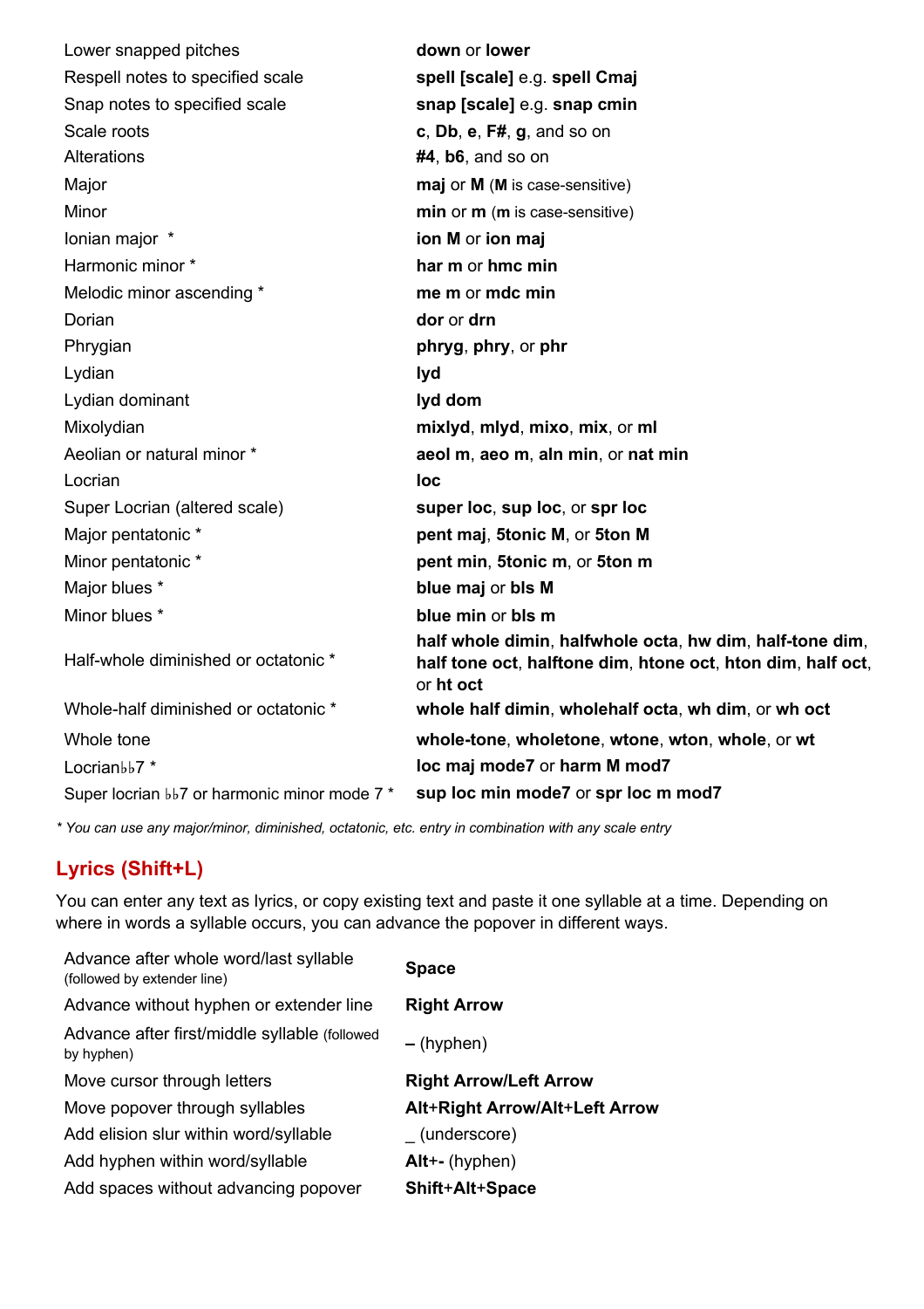| | |
|---|---|
| Lower snapped pitches | **down** or **lower** |
| Respell notes to specified scale | **spell [scale]** e.g. **spell Cmaj** |
| Snap notes to specified scale | **snap [scale]** e.g. **snap cmin** |
| Scale roots | **c**, **Db**, **e**, **F#**, **g**, and so on |
| Alterations | **#4**, **b6**, and so on |
| Major | **maj** or **M** (**M** is case-sensitive) |
| Minor | **min** or **m** (**m** is case-sensitive) |
| Ionian major * | **ion M** or **ion maj** |
| Harmonic minor * | **har m** or **hmc min** |
| Melodic minor ascending * | **me m** or **mdc min** |
| Dorian | **dor** or **drn** |
| Phrygian | **phryg**, **phry**, or **phr** |
| Lydian | **lyd** |
| Lydian dominant | **lyd dom** |
| Mixolydian | **mixlyd**, **mlyd**, **mixo**, **mix**, or **ml** |
| Aeolian or natural minor * | **aeol m**, **aeo m**, **aln min**, or **nat min** |
| Locrian | **loc** |
| Super Locrian (altered scale) | **super loc**, **sup loc**, or **spr loc** |
| Major pentatonic * | **pent maj**, **5tonic M**, or **5ton M** |
| Minor pentatonic * | **pent min**, **5tonic m**, or **5ton m** |
| Major blues * | **blue maj** or **bls M** |
| Minor blues * | **blue min** or **bls m** |
| Half-whole diminished or octatonic * | **half whole dimin**, **halfwhole octa**, **hw dim**, **half-tone dim**, **half tone oct**, **halftone dim**, **htone oct**, **hton dim**, **half oct**, or **ht oct** |
| Whole-half diminished or octatonic * | **whole half dimin**, **wholehalf octa**, **wh dim**, or **wh oct** |
| Whole tone | **whole-tone**, **wholetone**, **wtone**, **wton**, **whole**, or **wt** |
| Locrian♭♭7 * | **loc maj mode7** or **harm M mod7** |
| Super locrian ♭♭7 or harmonic minor mode 7 * | **sup loc min mode7** or **spr loc m mod7** |

*\* You can use any major/minor, diminished, octatonic, etc. entry in combination with any scale entry*

## Lyrics (Shift+L)

You can enter any text as lyrics, or copy existing text and paste it one syllable at a time. Depending on where in words a syllable occurs, you can advance the popover in different ways.

| | |
|---|---|
| Advance after whole word/last syllable (followed by extender line) | **Space** |
| Advance without hyphen or extender line | **Right Arrow** |
| Advance after first/middle syllable (followed by hyphen) | **–** (hyphen) |
| Move cursor through letters | **Right Arrow/Left Arrow** |
| Move popover through syllables | **Alt+Right Arrow/Alt+Left Arrow** |
| Add elision slur within word/syllable | _ (underscore) |
| Add hyphen within word/syllable | **Alt+-** (hyphen) |
| Add spaces without advancing popover | **Shift+Alt+Space** |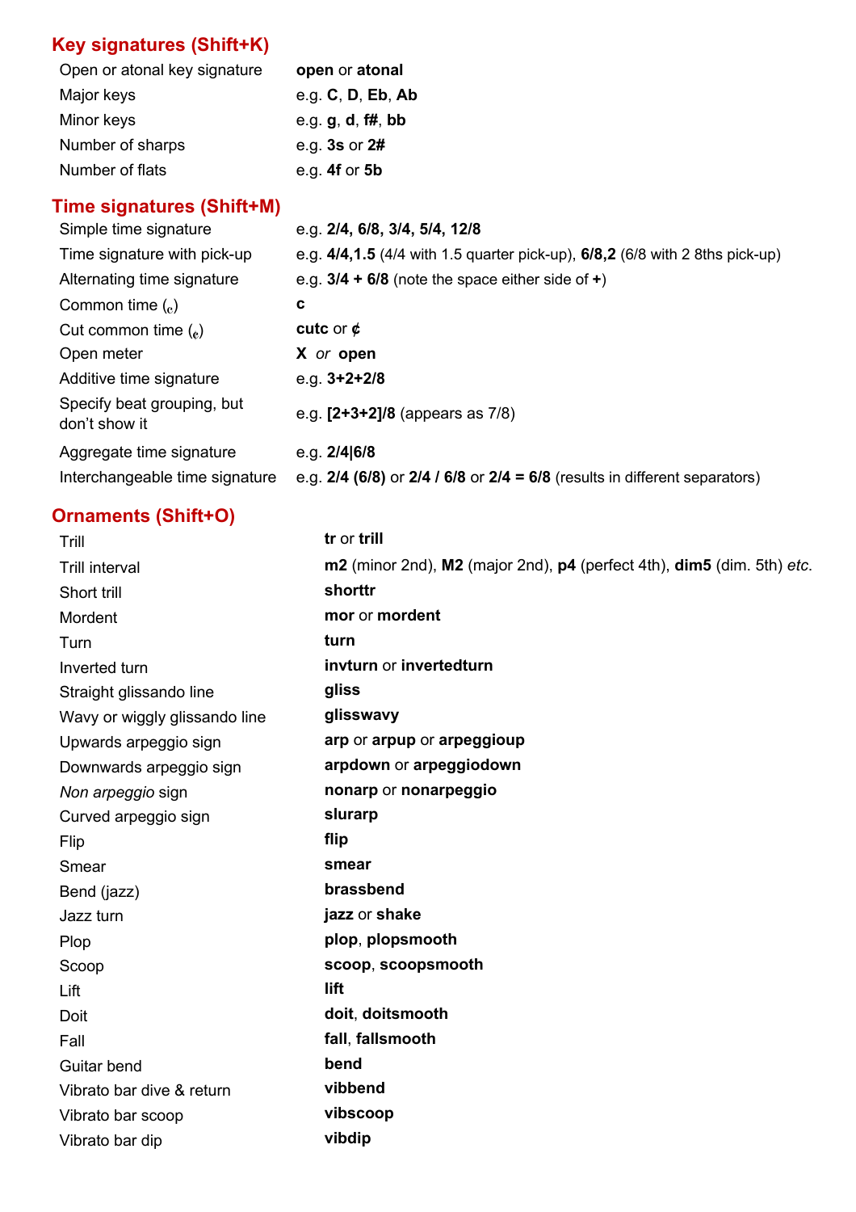## Key signatures (Shift+K)

| | |
|---|---|
| Open or atonal key signature | **open** or **atonal** |
| Major keys | e.g. **C**, **D**, **Eb**, **Ab** |
| Minor keys | e.g. **g**, **d**, **f#**, **bb** |
| Number of sharps | e.g. **3s** or **2#** |
| Number of flats | e.g. **4f** or **5b** |

## Time signatures (Shift+M)

| | |
|---|---|
| Simple time signature | e.g. **2/4, 6/8, 3/4, 5/4, 12/8** |
| Time signature with pick-up | e.g. **4/4,1.5** (4/4 with 1.5 quarter pick-up), **6/8,2** (6/8 with 2 8ths pick-up) |
| Alternating time signature | e.g. **3/4 + 6/8** (note the space either side of **+**) |
| Common time (𝄴) | **c** |
| Cut common time (𝄵) | **cutc** or **¢** |
| Open meter | **X** *or* **open** |
| Additive time signature | e.g. **3+2+2/8** |
| Specify beat grouping, but don't show it | e.g. **[2+3+2]/8** (appears as 7/8) |
| Aggregate time signature | e.g. **2/4\|6/8** |
| Interchangeable time signature | e.g. **2/4 (6/8)** or **2/4 / 6/8** or **2/4 = 6/8** (results in different separators) |

## Ornaments (Shift+O)

| | |
|---|---|
| Trill | **tr** or **trill** |
| Trill interval | **m2** (minor 2nd), **M2** (major 2nd), **p4** (perfect 4th), **dim5** (dim. 5th) *etc.* |
| Short trill | **shorttr** |
| Mordent | **mor** or **mordent** |
| Turn | **turn** |
| Inverted turn | **invturn** or **invertedturn** |
| Straight glissando line | **gliss** |
| Wavy or wiggly glissando line | **glisswavy** |
| Upwards arpeggio sign | **arp** or **arpup** or **arpeggioup** |
| Downwards arpeggio sign | **arpdown** or **arpeggiodown** |
| *Non arpeggio* sign | **nonarp** or **nonarpeggio** |
| Curved arpeggio sign | **slurarp** |
| Flip | **flip** |
| Smear | **smear** |
| Bend (jazz) | **brassbend** |
| Jazz turn | **jazz** or **shake** |
| Plop | **plop**, **plopsmooth** |
| Scoop | **scoop**, **scoopsmooth** |
| Lift | **lift** |
| Doit | **doit**, **doitsmooth** |
| Fall | **fall**, **fallsmooth** |
| Guitar bend | **bend** |
| Vibrato bar dive & return | **vibbend** |
| Vibrato bar scoop | **vibscoop** |
| Vibrato bar dip | **vibdip** |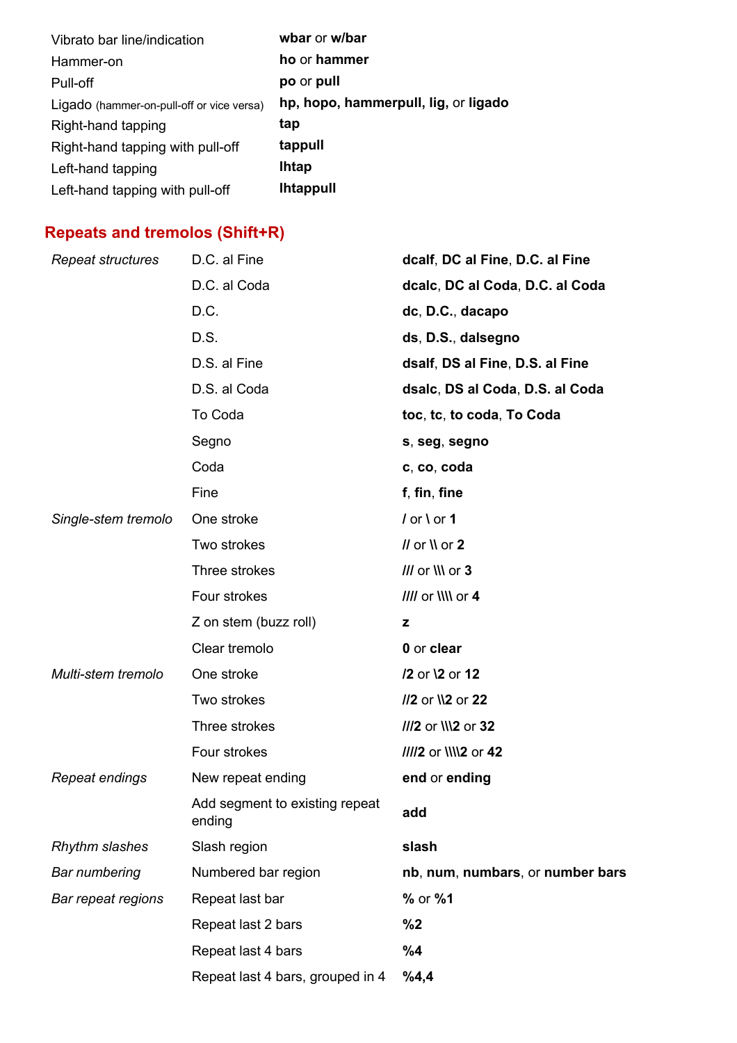| | |
|---|---|
| Vibrato bar line/indication | **wbar** or **w/bar** |
| Hammer-on | **ho** or **hammer** |
| Pull-off | **po** or **pull** |
| Ligado (hammer-on-pull-off or vice versa) | **hp, hopo, hammerpull, lig,** or **ligado** |
| Right-hand tapping | **tap** |
| Right-hand tapping with pull-off | **tappull** |
| Left-hand tapping | **lhtap** |
| Left-hand tapping with pull-off | **lhtappull** |

## Repeats and tremolos (Shift+R)

| | | |
|---|---|---|
| *Repeat structures* | D.C. al Fine | **dcalf**, **DC al Fine**, **D.C. al Fine** |
| | D.C. al Coda | **dcalc**, **DC al Coda**, **D.C. al Coda** |
| | D.C. | **dc**, **D.C.**, **dacapo** |
| | D.S. | **ds**, **D.S.**, **dalsegno** |
| | D.S. al Fine | **dsalf**, **DS al Fine**, **D.S. al Fine** |
| | D.S. al Coda | **dsalc**, **DS al Coda**, **D.S. al Coda** |
| | To Coda | **toc**, **tc**, **to coda**, **To Coda** |
| | Segno | **s**, **seg**, **segno** |
| | Coda | **c**, **co**, **coda** |
| | Fine | **f**, **fin**, **fine** |
| *Single-stem tremolo* | One stroke | **/** or **\\** or **1** |
| | Two strokes | **//** or **\\\\** or **2** |
| | Three strokes | **///** or **\\\\\\** or **3** |
| | Four strokes | **////** or **\\\\\\\\** or **4** |
| | Z on stem (buzz roll) | **z** |
| | Clear tremolo | **0** or **clear** |
| *Multi-stem tremolo* | One stroke | **/2** or **\\2** or **12** |
| | Two strokes | **//2** or **\\\\2** or **22** |
| | Three strokes | **///2** or **\\\\\\2** or **32** |
| | Four strokes | **////2** or **\\\\\\\\2** or **42** |
| *Repeat endings* | New repeat ending | **end** or **ending** |
| | Add segment to existing repeat ending | **add** |
| *Rhythm slashes* | Slash region | **slash** |
| *Bar numbering* | Numbered bar region | **nb**, **num**, **numbars**, or **number bars** |
| *Bar repeat regions* | Repeat last bar | **%** or **%1** |
| | Repeat last 2 bars | **%2** |
| | Repeat last 4 bars | **%4** |
| | Repeat last 4 bars, grouped in 4 | **%4,4** |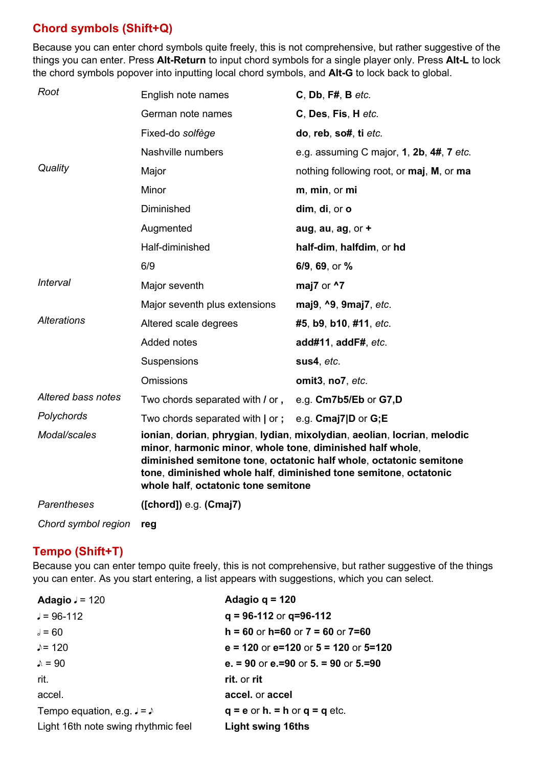## Chord symbols (Shift+Q)

Because you can enter chord symbols quite freely, this is not comprehensive, but rather suggestive of the things you can enter. Press **Alt-Return** to input chord symbols for a single player only. Press **Alt-L** to lock the chord symbols popover into inputting local chord symbols, and **Alt-G** to lock back to global.

| | | |
|---|---|---|
| *Root* | English note names | **C**, **Db**, **F#**, **B** *etc.* |
| | German note names | **C**, **Des**, **Fis**, **H** *etc.* |
| | Fixed-do *solfège* | **do**, **reb**, **so#**, **ti** *etc.* |
| | Nashville numbers | e.g. assuming C major, **1**, **2b**, **4#**, **7** *etc.* |
| *Quality* | Major | nothing following root, or **maj**, **M**, or **ma** |
| | Minor | **m**, **min**, or **mi** |
| | Diminished | **dim**, **di**, or **o** |
| | Augmented | **aug**, **au**, **ag**, or **+** |
| | Half-diminished | **half-dim**, **halfdim**, or **hd** |
| | 6/9 | **6/9**, **69**, or **%** |
| *Interval* | Major seventh | **maj7** or **^7** |
| | Major seventh plus extensions | **maj9**, **^9**, **9maj7**, *etc*. |
| *Alterations* | Altered scale degrees | **#5**, **b9**, **b10**, **#11**, *etc*. |
| | Added notes | **add#11**, **addF#**, *etc*. |
| | Suspensions | **sus4**, *etc*. |
| | Omissions | **omit3**, **no7**, *etc*. |
| *Altered bass notes* | Two chords separated with **/** or **,** | e.g. **Cm7b5/Eb** or **G7,D** |
| *Polychords* | Two chords separated with **\|** or **;** | e.g. **Cmaj7\|D** or **G;E** |
| *Modal/scales* | **ionian**, **dorian**, **phrygian**, **lydian**, **mixolydian**, **aeolian**, **locrian**, **melodic minor**, **harmonic minor**, **whole tone**, **diminished half whole**, **diminished semitone tone**, **octatonic half whole**, **octatonic semitone tone**, **diminished whole half**, **diminished tone semitone**, **octatonic whole half**, **octatonic tone semitone** | |
| *Parentheses* | **([chord])** e.g. **(Cmaj7)** | |
| *Chord symbol region* | **reg** | |

## Tempo (Shift+T)

Because you can enter tempo quite freely, this is not comprehensive, but rather suggestive of the things you can enter. As you start entering, a list appears with suggestions, which you can select.

| | |
|---|---|
| **Adagio** ♩ = 120 | **Adagio q = 120** |
| ♩ = 96-112 | **q = 96-112** or **q=96-112** |
| 𝅗𝅥 = 60 | **h = 60** or **h=60** or **7 = 60** or **7=60** |
| ♪= 120 | **e = 120** or **e=120** or **5 = 120** or **5=120** |
| ♪. = 90 | **e. = 90** or **e.=90** or **5. = 90** or **5.=90** |
| rit. | **rit.** or **rit** |
| accel. | **accel.** or **accel** |
| Tempo equation, e.g. ♩ = ♪ | **q = e** or **h. = h** or **q = q** etc. |
| Light 16th note swing rhythmic feel | **Light swing 16ths** |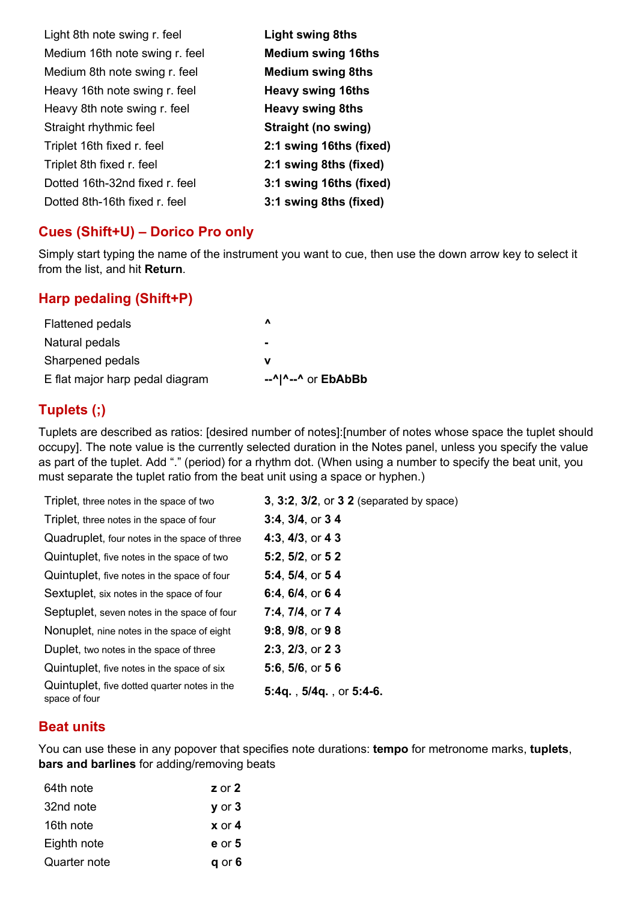| | |
|---|---|
| Light 8th note swing r. feel | **Light swing 8ths** |
| Medium 16th note swing r. feel | **Medium swing 16ths** |
| Medium 8th note swing r. feel | **Medium swing 8ths** |
| Heavy 16th note swing r. feel | **Heavy swing 16ths** |
| Heavy 8th note swing r. feel | **Heavy swing 8ths** |
| Straight rhythmic feel | **Straight (no swing)** |
| Triplet 16th fixed r. feel | **2:1 swing 16ths (fixed)** |
| Triplet 8th fixed r. feel | **2:1 swing 8ths (fixed)** |
| Dotted 16th-32nd fixed r. feel | **3:1 swing 16ths (fixed)** |
| Dotted 8th-16th fixed r. feel | **3:1 swing 8ths (fixed)** |

## Cues (Shift+U) – Dorico Pro only

Simply start typing the name of the instrument you want to cue, then use the down arrow key to select it from the list, and hit **Return**.

## Harp pedaling (Shift+P)

| | |
|---|---|
| Flattened pedals | **^** |
| Natural pedals | **-** |
| Sharpened pedals | **v** |
| E flat major harp pedal diagram | **--^\|^--^** or **EbAbBb** |

## Tuplets (;)

Tuplets are described as ratios: [desired number of notes]:[number of notes whose space the tuplet should occupy]. The note value is the currently selected duration in the Notes panel, unless you specify the value as part of the tuplet. Add "." (period) for a rhythm dot. (When using a number to specify the beat unit, you must separate the tuplet ratio from the beat unit using a space or hyphen.)

| | |
|---|---|
| Triplet, three notes in the space of two | **3**, **3:2**, **3/2**, or **3 2** (separated by space) |
| Triplet, three notes in the space of four | **3:4**, **3/4**, or **3 4** |
| Quadruplet, four notes in the space of three | **4:3**, **4/3**, or **4 3** |
| Quintuplet, five notes in the space of two | **5:2**, **5/2**, or **5 2** |
| Quintuplet, five notes in the space of four | **5:4**, **5/4**, or **5 4** |
| Sextuplet, six notes in the space of four | **6:4**, **6/4**, or **6 4** |
| Septuplet, seven notes in the space of four | **7:4**, **7/4**, or **7 4** |
| Nonuplet, nine notes in the space of eight | **9:8**, **9/8**, or **9 8** |
| Duplet, two notes in the space of three | **2:3**, **2/3**, or **2 3** |
| Quintuplet, five notes in the space of six | **5:6**, **5/6**, or **5 6** |
| Quintuplet, five dotted quarter notes in the space of four | **5:4q.** , **5/4q.** , or **5:4-6.** |

## Beat units

You can use these in any popover that specifies note durations: **tempo** for metronome marks, **tuplets**, **bars and barlines** for adding/removing beats

| | |
|---|---|
| 64th note | **z** or **2** |
| 32nd note | **y** or **3** |
| 16th note | **x** or **4** |
| Eighth note | **e** or **5** |
| Quarter note | **q** or **6** |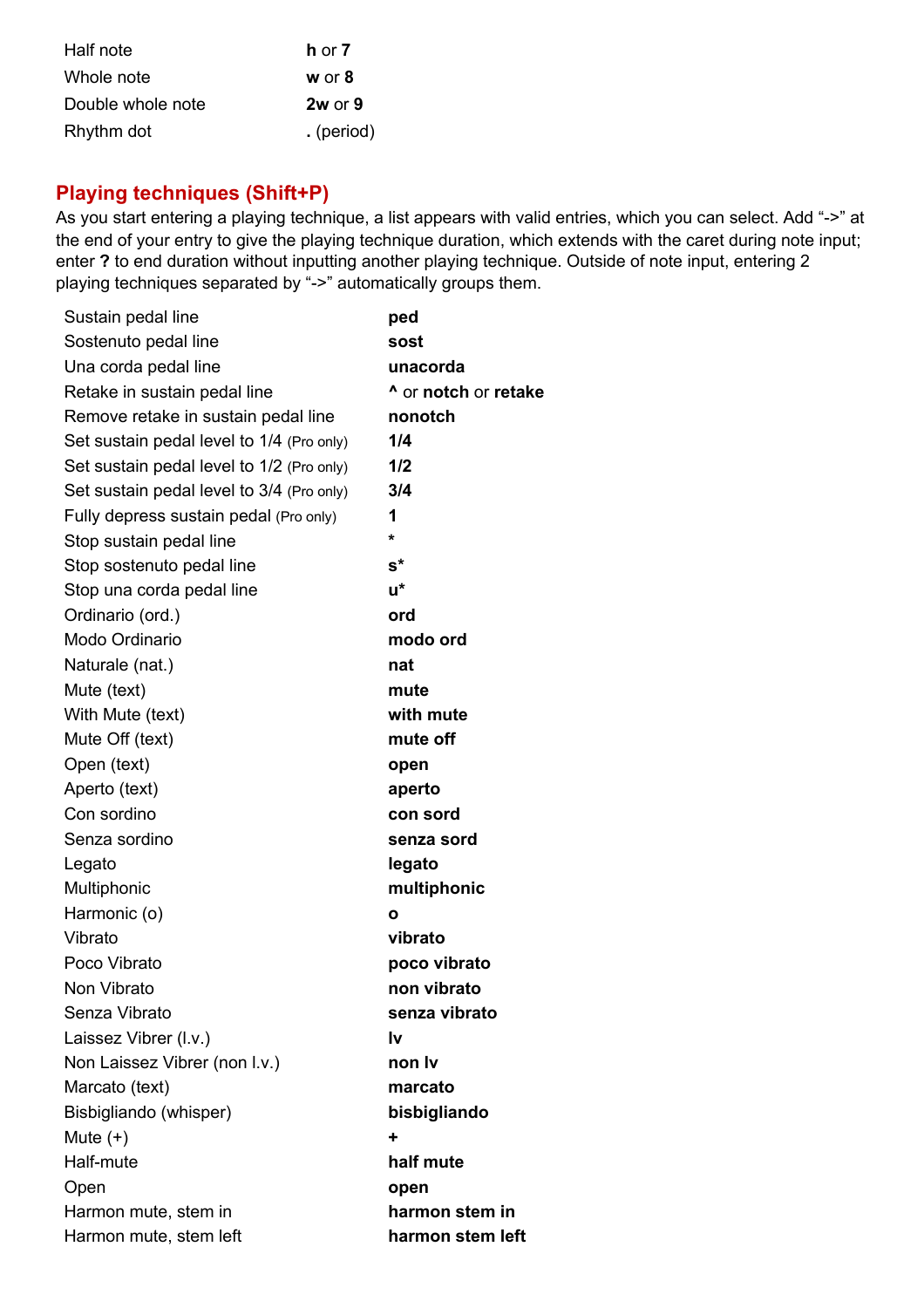| | |
|---|---|
| Half note | **h** or **7** |
| Whole note | **w** or **8** |
| Double whole note | **2w** or **9** |
| Rhythm dot | **.** (period) |

## Playing techniques (Shift+P)

As you start entering a playing technique, a list appears with valid entries, which you can select. Add "->" at the end of your entry to give the playing technique duration, which extends with the caret during note input; enter **?** to end duration without inputting another playing technique. Outside of note input, entering 2 playing techniques separated by "->" automatically groups them.

| | |
|---|---|
| Sustain pedal line | **ped** |
| Sostenuto pedal line | **sost** |
| Una corda pedal line | **unacorda** |
| Retake in sustain pedal line | **^** or **notch** or **retake** |
| Remove retake in sustain pedal line | **nonotch** |
| Set sustain pedal level to 1/4 (Pro only) | **1/4** |
| Set sustain pedal level to 1/2 (Pro only) | **1/2** |
| Set sustain pedal level to 3/4 (Pro only) | **3/4** |
| Fully depress sustain pedal (Pro only) | **1** |
| Stop sustain pedal line | ***** |
| Stop sostenuto pedal line | **s*** |
| Stop una corda pedal line | **u*** |
| Ordinario (ord.) | **ord** |
| Modo Ordinario | **modo ord** |
| Naturale (nat.) | **nat** |
| Mute (text) | **mute** |
| With Mute (text) | **with mute** |
| Mute Off (text) | **mute off** |
| Open (text) | **open** |
| Aperto (text) | **aperto** |
| Con sordino | **con sord** |
| Senza sordino | **senza sord** |
| Legato | **legato** |
| Multiphonic | **multiphonic** |
| Harmonic (o) | **o** |
| Vibrato | **vibrato** |
| Poco Vibrato | **poco vibrato** |
| Non Vibrato | **non vibrato** |
| Senza Vibrato | **senza vibrato** |
| Laissez Vibrer (l.v.) | **lv** |
| Non Laissez Vibrer (non l.v.) | **non lv** |
| Marcato (text) | **marcato** |
| Bisbigliando (whisper) | **bisbigliando** |
| Mute (+) | **+** |
| Half-mute | **half mute** |
| Open | **open** |
| Harmon mute, stem in | **harmon stem in** |
| Harmon mute, stem left | **harmon stem left** |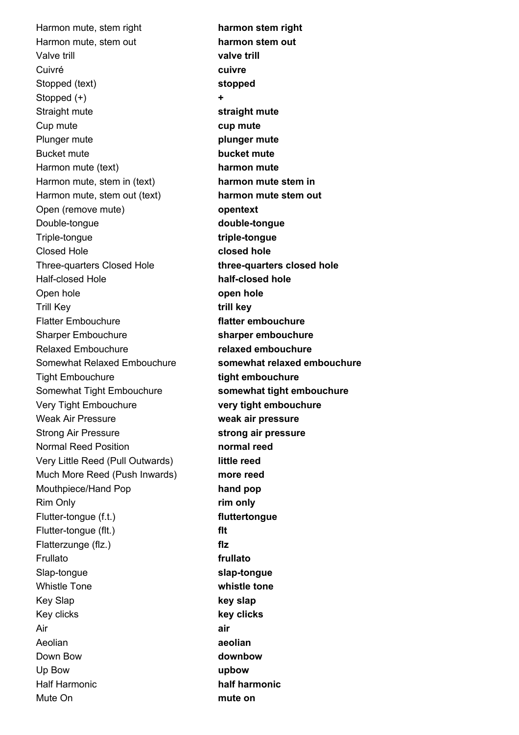| | |
|---|---|
| Harmon mute, stem right | **harmon stem right** |
| Harmon mute, stem out | **harmon stem out** |
| Valve trill | **valve trill** |
| Cuivré | **cuivre** |
| Stopped (text) | **stopped** |
| Stopped (+) | **+** |
| Straight mute | **straight mute** |
| Cup mute | **cup mute** |
| Plunger mute | **plunger mute** |
| Bucket mute | **bucket mute** |
| Harmon mute (text) | **harmon mute** |
| Harmon mute, stem in (text) | **harmon mute stem in** |
| Harmon mute, stem out (text) | **harmon mute stem out** |
| Open (remove mute) | **opentext** |
| Double-tongue | **double-tongue** |
| Triple-tongue | **triple-tongue** |
| Closed Hole | **closed hole** |
| Three-quarters Closed Hole | **three-quarters closed hole** |
| Half-closed Hole | **half-closed hole** |
| Open hole | **open hole** |
| Trill Key | **trill key** |
| Flatter Embouchure | **flatter embouchure** |
| Sharper Embouchure | **sharper embouchure** |
| Relaxed Embouchure | **relaxed embouchure** |
| Somewhat Relaxed Embouchure | **somewhat relaxed embouchure** |
| Tight Embouchure | **tight embouchure** |
| Somewhat Tight Embouchure | **somewhat tight embouchure** |
| Very Tight Embouchure | **very tight embouchure** |
| Weak Air Pressure | **weak air pressure** |
| Strong Air Pressure | **strong air pressure** |
| Normal Reed Position | **normal reed** |
| Very Little Reed (Pull Outwards) | **little reed** |
| Much More Reed (Push Inwards) | **more reed** |
| Mouthpiece/Hand Pop | **hand pop** |
| Rim Only | **rim only** |
| Flutter-tongue (f.t.) | **fluttertongue** |
| Flutter-tongue (flt.) | **flt** |
| Flatterzunge (flz.) | **flz** |
| Frullato | **frullato** |
| Slap-tongue | **slap-tongue** |
| Whistle Tone | **whistle tone** |
| Key Slap | **key slap** |
| Key clicks | **key clicks** |
| Air | **air** |
| Aeolian | **aeolian** |
| Down Bow | **downbow** |
| Up Bow | **upbow** |
| Half Harmonic | **half harmonic** |
| Mute On | **mute on** |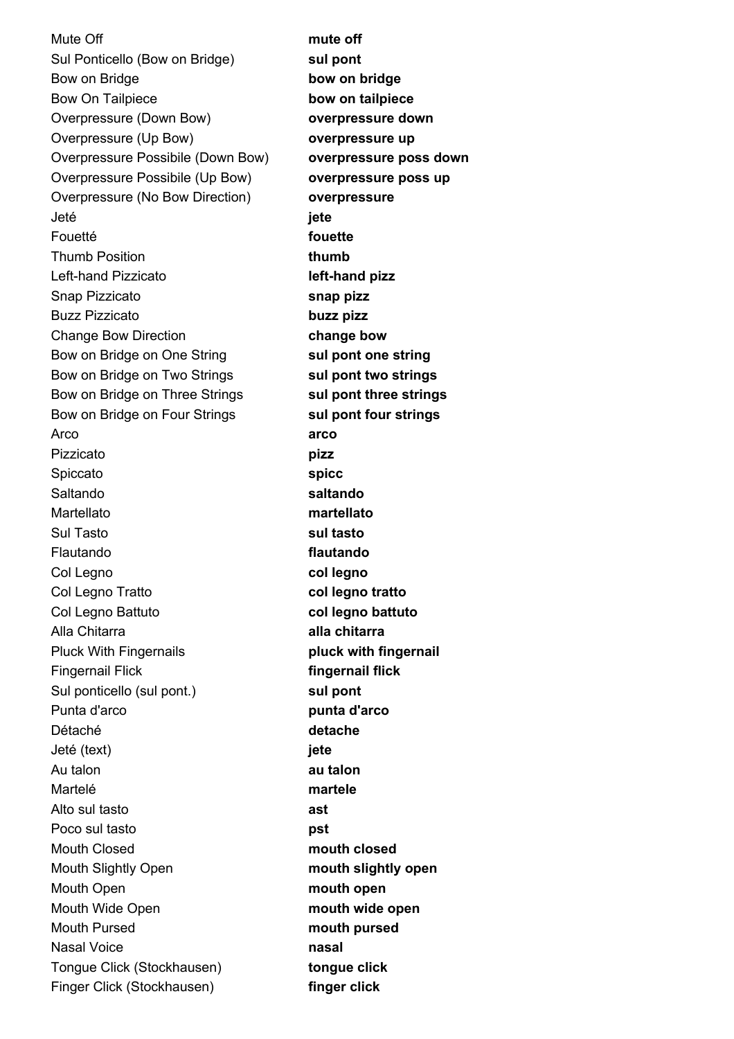| | |
|---|---|
| Mute Off | **mute off** |
| Sul Ponticello (Bow on Bridge) | **sul pont** |
| Bow on Bridge | **bow on bridge** |
| Bow On Tailpiece | **bow on tailpiece** |
| Overpressure (Down Bow) | **overpressure down** |
| Overpressure (Up Bow) | **overpressure up** |
| Overpressure Possibile (Down Bow) | **overpressure poss down** |
| Overpressure Possibile (Up Bow) | **overpressure poss up** |
| Overpressure (No Bow Direction) | **overpressure** |
| Jeté | **jete** |
| Fouetté | **fouette** |
| Thumb Position | **thumb** |
| Left-hand Pizzicato | **left-hand pizz** |
| Snap Pizzicato | **snap pizz** |
| Buzz Pizzicato | **buzz pizz** |
| Change Bow Direction | **change bow** |
| Bow on Bridge on One String | **sul pont one string** |
| Bow on Bridge on Two Strings | **sul pont two strings** |
| Bow on Bridge on Three Strings | **sul pont three strings** |
| Bow on Bridge on Four Strings | **sul pont four strings** |
| Arco | **arco** |
| Pizzicato | **pizz** |
| Spiccato | **spicc** |
| Saltando | **saltando** |
| Martellato | **martellato** |
| Sul Tasto | **sul tasto** |
| Flautando | **flautando** |
| Col Legno | **col legno** |
| Col Legno Tratto | **col legno tratto** |
| Col Legno Battuto | **col legno battuto** |
| Alla Chitarra | **alla chitarra** |
| Pluck With Fingernails | **pluck with fingernail** |
| Fingernail Flick | **fingernail flick** |
| Sul ponticello (sul pont.) | **sul pont** |
| Punta d'arco | **punta d'arco** |
| Détaché | **detache** |
| Jeté (text) | **jete** |
| Au talon | **au talon** |
| Martelé | **martele** |
| Alto sul tasto | **ast** |
| Poco sul tasto | **pst** |
| Mouth Closed | **mouth closed** |
| Mouth Slightly Open | **mouth slightly open** |
| Mouth Open | **mouth open** |
| Mouth Wide Open | **mouth wide open** |
| Mouth Pursed | **mouth pursed** |
| Nasal Voice | **nasal** |
| Tongue Click (Stockhausen) | **tongue click** |
| Finger Click (Stockhausen) | **finger click** |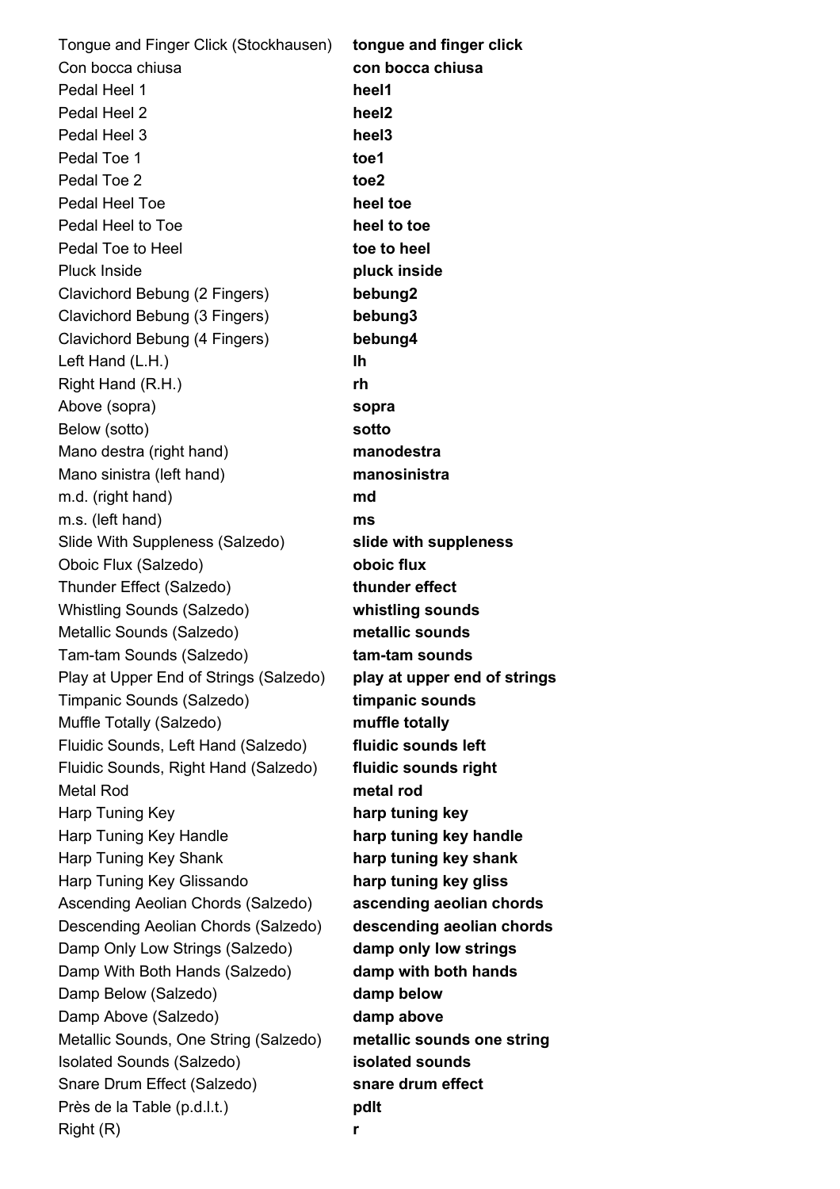| | |
|---|---|
| Tongue and Finger Click (Stockhausen) | **tongue and finger click** |
| Con bocca chiusa | **con bocca chiusa** |
| Pedal Heel 1 | **heel1** |
| Pedal Heel 2 | **heel2** |
| Pedal Heel 3 | **heel3** |
| Pedal Toe 1 | **toe1** |
| Pedal Toe 2 | **toe2** |
| Pedal Heel Toe | **heel toe** |
| Pedal Heel to Toe | **heel to toe** |
| Pedal Toe to Heel | **toe to heel** |
| Pluck Inside | **pluck inside** |
| Clavichord Bebung (2 Fingers) | **bebung2** |
| Clavichord Bebung (3 Fingers) | **bebung3** |
| Clavichord Bebung (4 Fingers) | **bebung4** |
| Left Hand (L.H.) | **lh** |
| Right Hand (R.H.) | **rh** |
| Above (sopra) | **sopra** |
| Below (sotto) | **sotto** |
| Mano destra (right hand) | **manodestra** |
| Mano sinistra (left hand) | **manosinistra** |
| m.d. (right hand) | **md** |
| m.s. (left hand) | **ms** |
| Slide With Suppleness (Salzedo) | **slide with suppleness** |
| Oboic Flux (Salzedo) | **oboic flux** |
| Thunder Effect (Salzedo) | **thunder effect** |
| Whistling Sounds (Salzedo) | **whistling sounds** |
| Metallic Sounds (Salzedo) | **metallic sounds** |
| Tam-tam Sounds (Salzedo) | **tam-tam sounds** |
| Play at Upper End of Strings (Salzedo) | **play at upper end of strings** |
| Timpanic Sounds (Salzedo) | **timpanic sounds** |
| Muffle Totally (Salzedo) | **muffle totally** |
| Fluidic Sounds, Left Hand (Salzedo) | **fluidic sounds left** |
| Fluidic Sounds, Right Hand (Salzedo) | **fluidic sounds right** |
| Metal Rod | **metal rod** |
| Harp Tuning Key | **harp tuning key** |
| Harp Tuning Key Handle | **harp tuning key handle** |
| Harp Tuning Key Shank | **harp tuning key shank** |
| Harp Tuning Key Glissando | **harp tuning key gliss** |
| Ascending Aeolian Chords (Salzedo) | **ascending aeolian chords** |
| Descending Aeolian Chords (Salzedo) | **descending aeolian chords** |
| Damp Only Low Strings (Salzedo) | **damp only low strings** |
| Damp With Both Hands (Salzedo) | **damp with both hands** |
| Damp Below (Salzedo) | **damp below** |
| Damp Above (Salzedo) | **damp above** |
| Metallic Sounds, One String (Salzedo) | **metallic sounds one string** |
| Isolated Sounds (Salzedo) | **isolated sounds** |
| Snare Drum Effect (Salzedo) | **snare drum effect** |
| Près de la Table (p.d.l.t.) | **pdlt** |
| Right (R) | **r** |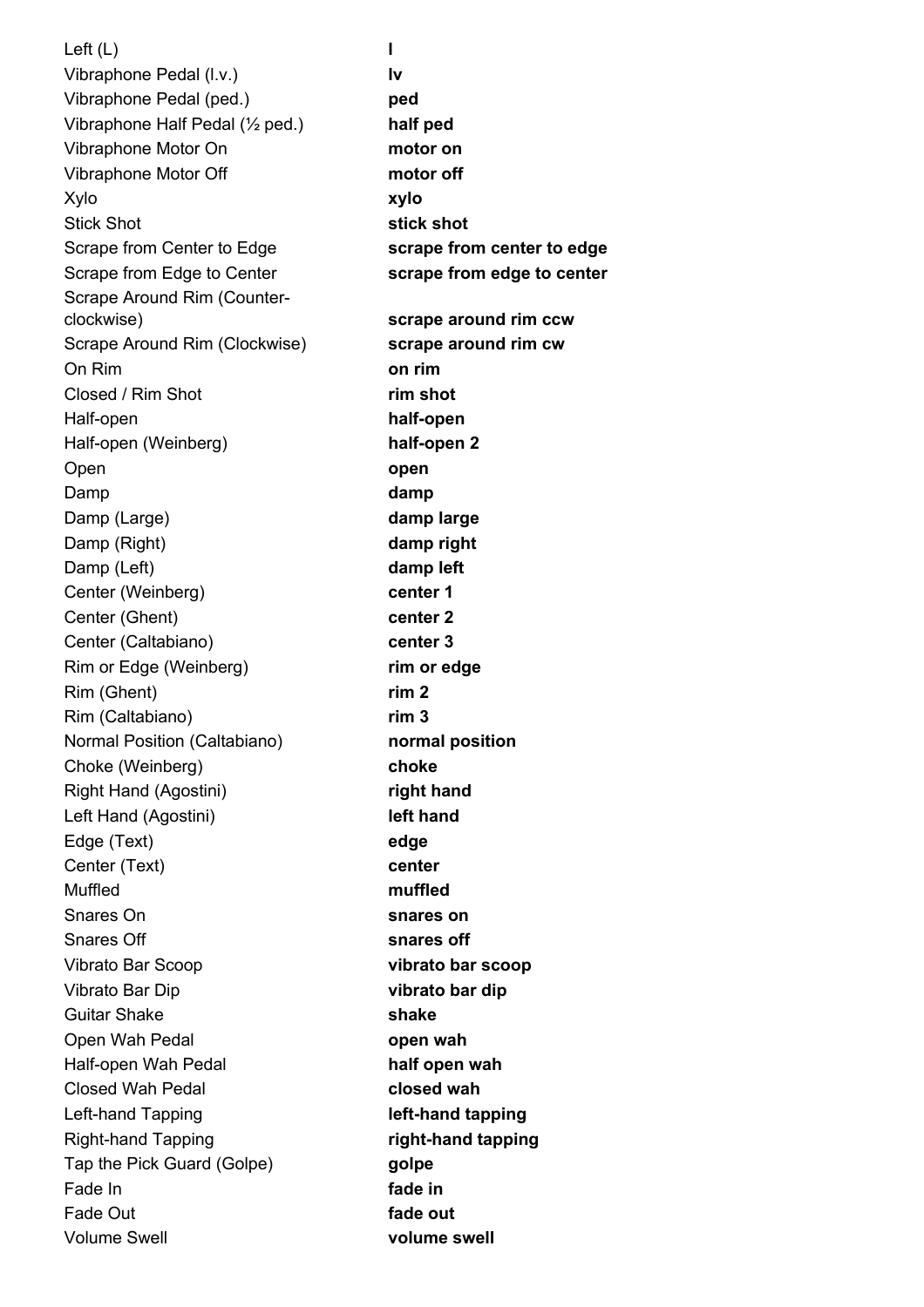| | |
|---|---|
| Left (L) | **l** |
| Vibraphone Pedal (l.v.) | **lv** |
| Vibraphone Pedal (ped.) | **ped** |
| Vibraphone Half Pedal (½ ped.) | **half ped** |
| Vibraphone Motor On | **motor on** |
| Vibraphone Motor Off | **motor off** |
| Xylo | **xylo** |
| Stick Shot | **stick shot** |
| Scrape from Center to Edge | **scrape from center to edge** |
| Scrape from Edge to Center | **scrape from edge to center** |
| Scrape Around Rim (Counter-clockwise) | **scrape around rim ccw** |
| Scrape Around Rim (Clockwise) | **scrape around rim cw** |
| On Rim | **on rim** |
| Closed / Rim Shot | **rim shot** |
| Half-open | **half-open** |
| Half-open (Weinberg) | **half-open 2** |
| Open | **open** |
| Damp | **damp** |
| Damp (Large) | **damp large** |
| Damp (Right) | **damp right** |
| Damp (Left) | **damp left** |
| Center (Weinberg) | **center 1** |
| Center (Ghent) | **center 2** |
| Center (Caltabiano) | **center 3** |
| Rim or Edge (Weinberg) | **rim or edge** |
| Rim (Ghent) | **rim 2** |
| Rim (Caltabiano) | **rim 3** |
| Normal Position (Caltabiano) | **normal position** |
| Choke (Weinberg) | **choke** |
| Right Hand (Agostini) | **right hand** |
| Left Hand (Agostini) | **left hand** |
| Edge (Text) | **edge** |
| Center (Text) | **center** |
| Muffled | **muffled** |
| Snares On | **snares on** |
| Snares Off | **snares off** |
| Vibrato Bar Scoop | **vibrato bar scoop** |
| Vibrato Bar Dip | **vibrato bar dip** |
| Guitar Shake | **shake** |
| Open Wah Pedal | **open wah** |
| Half-open Wah Pedal | **half open wah** |
| Closed Wah Pedal | **closed wah** |
| Left-hand Tapping | **left-hand tapping** |
| Right-hand Tapping | **right-hand tapping** |
| Tap the Pick Guard (Golpe) | **golpe** |
| Fade In | **fade in** |
| Fade Out | **fade out** |
| Volume Swell | **volume swell** |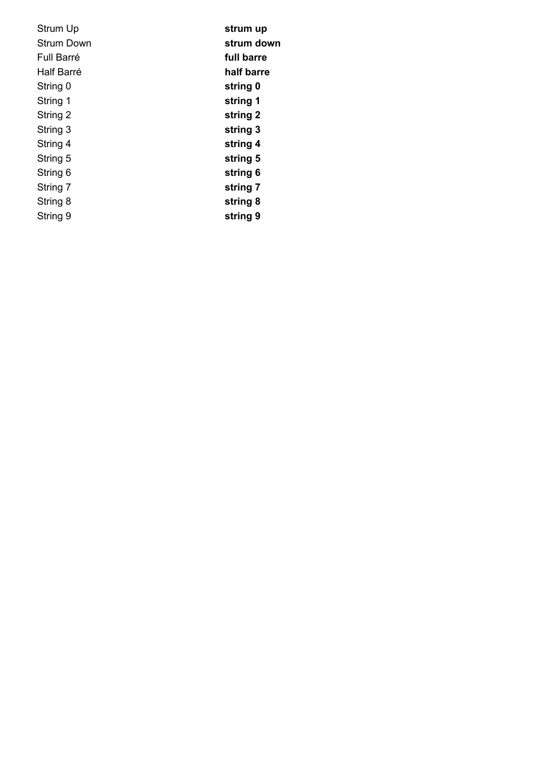| | |
|---|---|
| Strum Up | **strum up** |
| Strum Down | **strum down** |
| Full Barré | **full barre** |
| Half Barré | **half barre** |
| String 0 | **string 0** |
| String 1 | **string 1** |
| String 2 | **string 2** |
| String 3 | **string 3** |
| String 4 | **string 4** |
| String 5 | **string 5** |
| String 6 | **string 6** |
| String 7 | **string 7** |
| String 8 | **string 8** |
| String 9 | **string 9** |